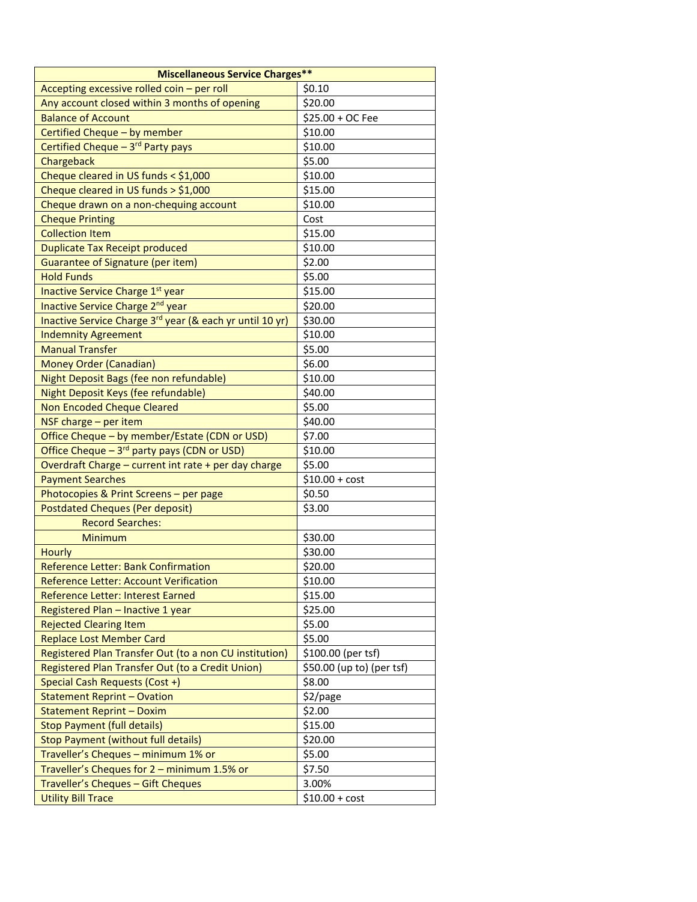| Miscellaneous Service Charges** | |
|---|---|
| Accepting excessive rolled coin – per roll | $0.10 |
| Any account closed within 3 months of opening | $20.00 |
| Balance of Account | $25.00 + OC Fee |
| Certified Cheque – by member | $10.00 |
| Certified Cheque – 3rd Party pays | $10.00 |
| Chargeback | $5.00 |
| Cheque cleared in US funds < $1,000 | $10.00 |
| Cheque cleared in US funds > $1,000 | $15.00 |
| Cheque drawn on a non-chequing account | $10.00 |
| Cheque Printing | Cost |
| Collection Item | $15.00 |
| Duplicate Tax Receipt produced | $10.00 |
| Guarantee of Signature (per item) | $2.00 |
| Hold Funds | $5.00 |
| Inactive Service Charge 1st year | $15.00 |
| Inactive Service Charge 2nd year | $20.00 |
| Inactive Service Charge 3rd year (& each yr until 10 yr) | $30.00 |
| Indemnity Agreement | $10.00 |
| Manual Transfer | $5.00 |
| Money Order (Canadian) | $6.00 |
| Night Deposit Bags (fee non refundable) | $10.00 |
| Night Deposit Keys (fee refundable) | $40.00 |
| Non Encoded Cheque Cleared | $5.00 |
| NSF charge – per item | $40.00 |
| Office Cheque – by member/Estate (CDN or USD) | $7.00 |
| Office Cheque – 3rd party pays (CDN or USD) | $10.00 |
| Overdraft Charge – current int rate + per day charge | $5.00 |
| Payment Searches | $10.00 + cost |
| Photocopies & Print Screens – per page | $0.50 |
| Postdated Cheques (Per deposit) | $3.00 |
| Record Searches: | |
| Minimum | $30.00 |
| Hourly | $30.00 |
| Reference Letter: Bank Confirmation | $20.00 |
| Reference Letter: Account Verification | $10.00 |
| Reference Letter: Interest Earned | $15.00 |
| Registered Plan – Inactive 1 year | $25.00 |
| Rejected Clearing Item | $5.00 |
| Replace Lost Member Card | $5.00 |
| Registered Plan Transfer Out (to a non CU institution) | $100.00 (per tsf) |
| Registered Plan Transfer Out (to a Credit Union) | $50.00 (up to) (per tsf) |
| Special Cash Requests (Cost +) | $8.00 |
| Statement Reprint – Ovation | $2/page |
| Statement Reprint – Doxim | $2.00 |
| Stop Payment (full details) | $15.00 |
| Stop Payment (without full details) | $20.00 |
| Traveller's Cheques – minimum 1% or | $5.00 |
| Traveller's Cheques for 2 – minimum 1.5% or | $7.50 |
| Traveller's Cheques – Gift Cheques | 3.00% |
| Utility Bill Trace | $10.00 + cost |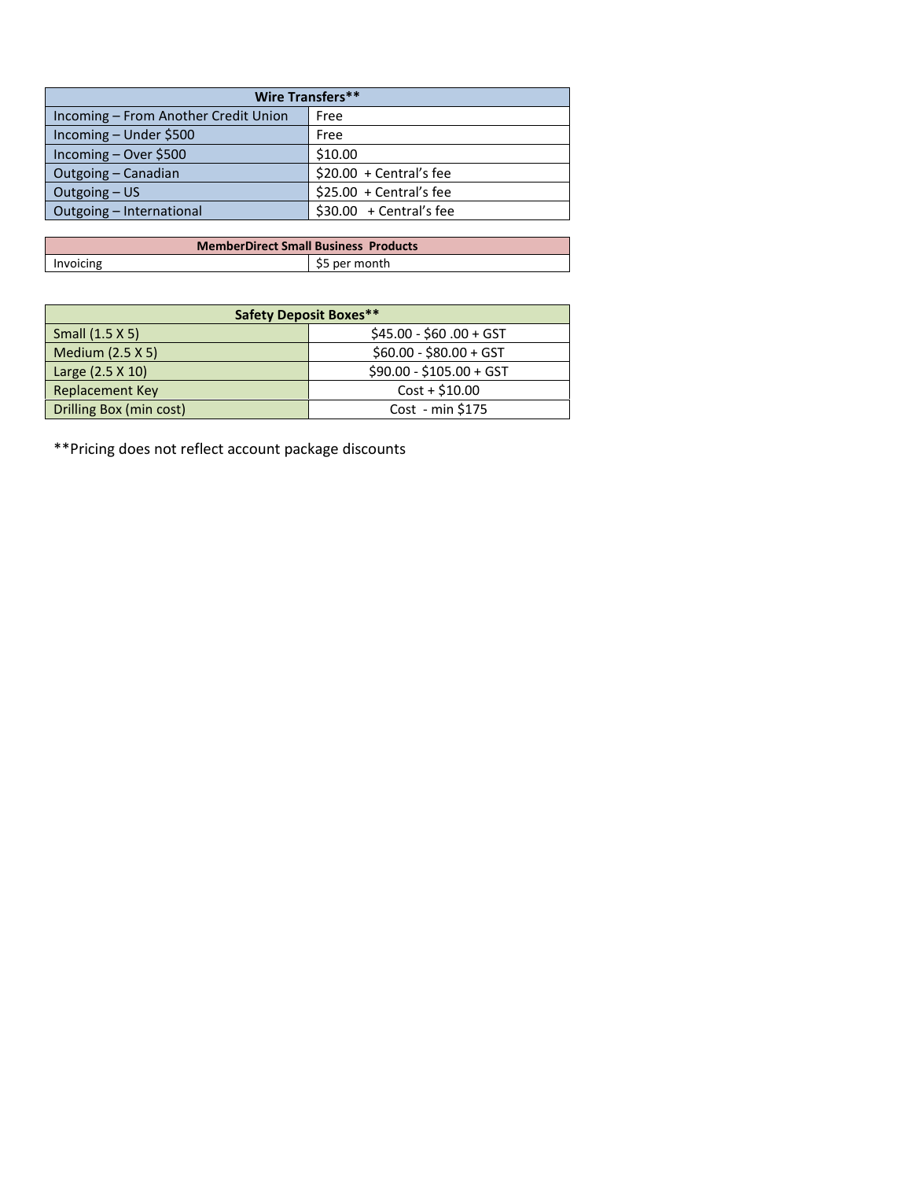| Wire Transfers** | |
| --- | --- |
| Incoming – From Another Credit Union | Free |
| Incoming – Under $500 | Free |
| Incoming – Over $500 | $10.00 |
| Outgoing – Canadian | $20.00 + Central's fee |
| Outgoing – US | $25.00 + Central's fee |
| Outgoing – International | $30.00 + Central's fee |

| MemberDirect Small Business Products | |
| --- | --- |
| Invoicing | $5 per month |

| Safety Deposit Boxes** | |
| --- | --- |
| Small (1.5 X 5) | $45.00 - $60 .00 + GST |
| Medium (2.5 X 5) | $60.00 - $80.00 + GST |
| Large (2.5 X 10) | $90.00 - $105.00 + GST |
| Replacement Key | Cost + $10.00 |
| Drilling Box (min cost) | Cost - min $175 |

**Pricing does not reflect account package discounts